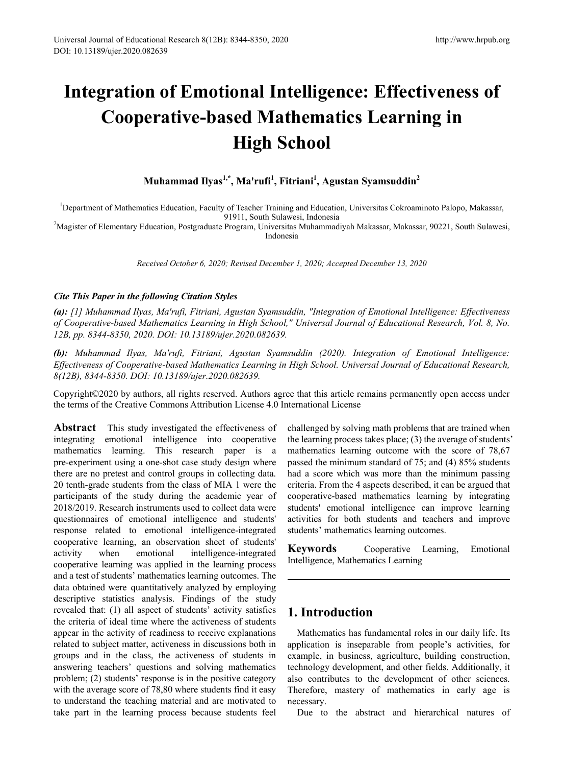# Integration of Emotional Intelligence: Effectiveness of Cooperative-based Mathematics Learning in High School

**Muhammad Ilyas[1,*], Ma'rufi[1], Fitriani[1], Agustan Syamsuddin[2]**

[1]Department of Mathematics Education, Faculty of Teacher Training and Education, Universitas Cokroaminoto Palopo, Makassar, 91911, South Sulawesi, Indonesia
[2]Magister of Elementary Education, Postgraduate Program, Universitas Muhammadiyah Makassar, Makassar, 90221, South Sulawesi, Indonesia

*Received October 6, 2020; Revised December 1, 2020; Accepted December 13, 2020*

***Cite This Paper in the following Citation Styles***

***(a):*** *[1] Muhammad Ilyas, Ma'rufi, Fitriani, Agustan Syamsuddin, "Integration of Emotional Intelligence: Effectiveness of Cooperative-based Mathematics Learning in High School," Universal Journal of Educational Research, Vol. 8, No. 12B, pp. 8344-8350, 2020. DOI: 10.13189/ujer.2020.082639.*

***(b):*** *Muhammad Ilyas, Ma'rufi, Fitriani, Agustan Syamsuddin (2020). Integration of Emotional Intelligence: Effectiveness of Cooperative-based Mathematics Learning in High School. Universal Journal of Educational Research, 8(12B), 8344-8350. DOI: 10.13189/ujer.2020.082639.*

Copyright©2020 by authors, all rights reserved. Authors agree that this article remains permanently open access under the terms of the Creative Commons Attribution License 4.0 International License

**Abstract** This study investigated the effectiveness of integrating emotional intelligence into cooperative mathematics learning. This research paper is a pre-experiment using a one-shot case study design where there are no pretest and control groups in collecting data. 20 tenth-grade students from the class of MIA 1 were the participants of the study during the academic year of 2018/2019. Research instruments used to collect data were questionnaires of emotional intelligence and students' response related to emotional intelligence-integrated cooperative learning, an observation sheet of students' activity when emotional intelligence-integrated cooperative learning was applied in the learning process and a test of students' mathematics learning outcomes. The data obtained were quantitatively analyzed by employing descriptive statistics analysis. Findings of the study revealed that: (1) all aspect of students' activity satisfies the criteria of ideal time where the activeness of students appear in the activity of readiness to receive explanations related to subject matter, activeness in discussions both in groups and in the class, the activeness of students in answering teachers' questions and solving mathematics problem; (2) students' response is in the positive category with the average score of 78,80 where students find it easy to understand the teaching material and are motivated to take part in the learning process because students feel challenged by solving math problems that are trained when the learning process takes place; (3) the average of students' mathematics learning outcome with the score of 78,67 passed the minimum standard of 75; and (4) 85% students had a score which was more than the minimum passing criteria. From the 4 aspects described, it can be argued that cooperative-based mathematics learning by integrating students' emotional intelligence can improve learning activities for both students and teachers and improve students' mathematics learning outcomes.

**Keywords** Cooperative Learning, Emotional Intelligence, Mathematics Learning

## 1. Introduction

Mathematics has fundamental roles in our daily life. Its application is inseparable from people's activities, for example, in business, agriculture, building construction, technology development, and other fields. Additionally, it also contributes to the development of other sciences. Therefore, mastery of mathematics in early age is necessary.

Due to the abstract and hierarchical natures of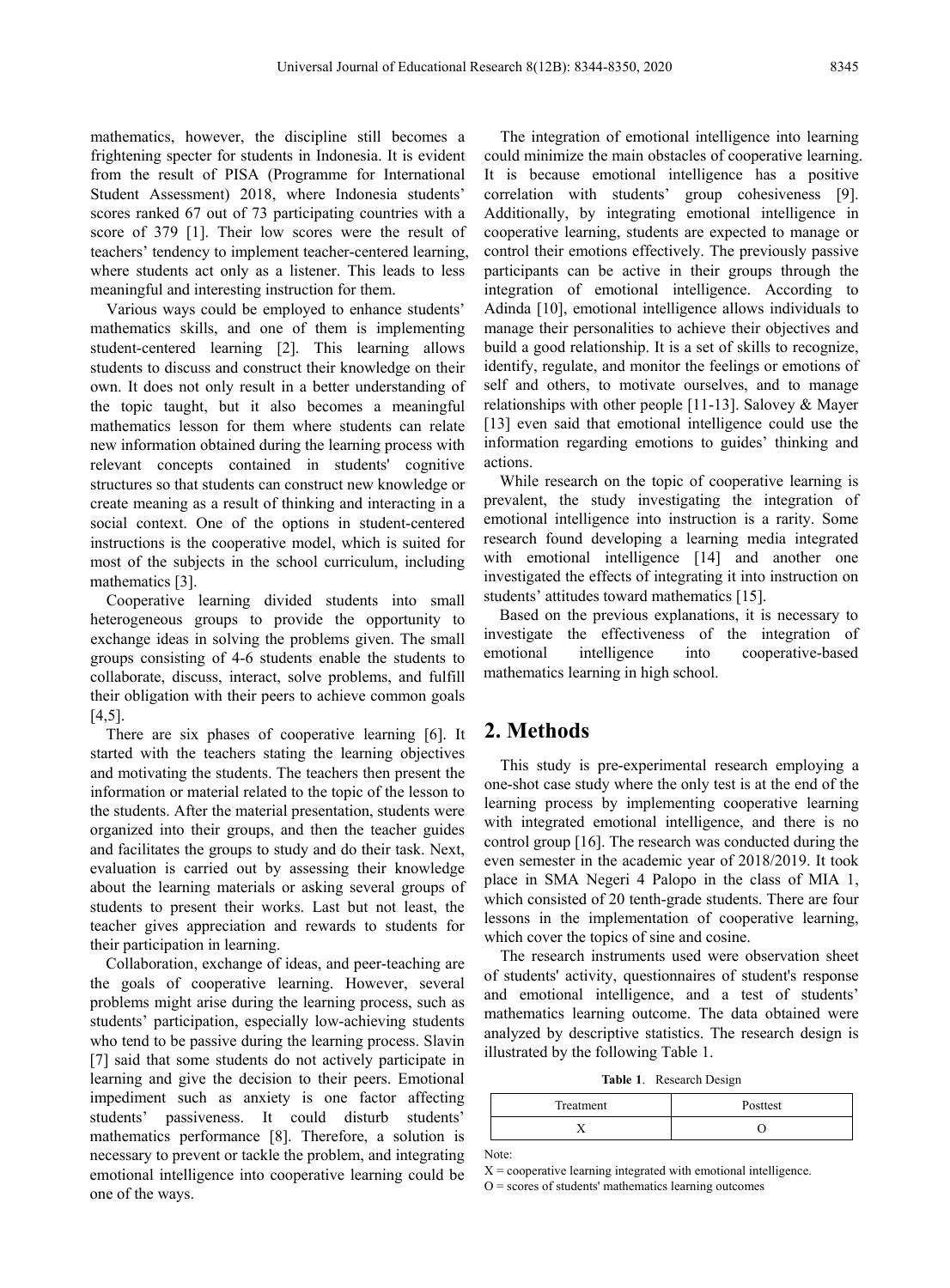mathematics, however, the discipline still becomes a frightening specter for students in Indonesia. It is evident from the result of PISA (Programme for International Student Assessment) 2018, where Indonesia students' scores ranked 67 out of 73 participating countries with a score of 379 [1]. Their low scores were the result of teachers' tendency to implement teacher-centered learning, where students act only as a listener. This leads to less meaningful and interesting instruction for them.

Various ways could be employed to enhance students' mathematics skills, and one of them is implementing student-centered learning [2]. This learning allows students to discuss and construct their knowledge on their own. It does not only result in a better understanding of the topic taught, but it also becomes a meaningful mathematics lesson for them where students can relate new information obtained during the learning process with relevant concepts contained in students' cognitive structures so that students can construct new knowledge or create meaning as a result of thinking and interacting in a social context. One of the options in student-centered instructions is the cooperative model, which is suited for most of the subjects in the school curriculum, including mathematics [3].

Cooperative learning divided students into small heterogeneous groups to provide the opportunity to exchange ideas in solving the problems given. The small groups consisting of 4-6 students enable the students to collaborate, discuss, interact, solve problems, and fulfill their obligation with their peers to achieve common goals [4,5].

There are six phases of cooperative learning [6]. It started with the teachers stating the learning objectives and motivating the students. The teachers then present the information or material related to the topic of the lesson to the students. After the material presentation, students were organized into their groups, and then the teacher guides and facilitates the groups to study and do their task. Next, evaluation is carried out by assessing their knowledge about the learning materials or asking several groups of students to present their works. Last but not least, the teacher gives appreciation and rewards to students for their participation in learning.

Collaboration, exchange of ideas, and peer-teaching are the goals of cooperative learning. However, several problems might arise during the learning process, such as students' participation, especially low-achieving students who tend to be passive during the learning process. Slavin [7] said that some students do not actively participate in learning and give the decision to their peers. Emotional impediment such as anxiety is one factor affecting students' passiveness. It could disturb students' mathematics performance [8]. Therefore, a solution is necessary to prevent or tackle the problem, and integrating emotional intelligence into cooperative learning could be one of the ways.

The integration of emotional intelligence into learning could minimize the main obstacles of cooperative learning. It is because emotional intelligence has a positive correlation with students' group cohesiveness [9]. Additionally, by integrating emotional intelligence in cooperative learning, students are expected to manage or control their emotions effectively. The previously passive participants can be active in their groups through the integration of emotional intelligence. According to Adinda [10], emotional intelligence allows individuals to manage their personalities to achieve their objectives and build a good relationship. It is a set of skills to recognize, identify, regulate, and monitor the feelings or emotions of self and others, to motivate ourselves, and to manage relationships with other people [11-13]. Salovey & Mayer [13] even said that emotional intelligence could use the information regarding emotions to guides' thinking and actions.

While research on the topic of cooperative learning is prevalent, the study investigating the integration of emotional intelligence into instruction is a rarity. Some research found developing a learning media integrated with emotional intelligence [14] and another one investigated the effects of integrating it into instruction on students' attitudes toward mathematics [15].

Based on the previous explanations, it is necessary to investigate the effectiveness of the integration of emotional intelligence into cooperative-based mathematics learning in high school.

## 2. Methods

This study is pre-experimental research employing a one-shot case study where the only test is at the end of the learning process by implementing cooperative learning with integrated emotional intelligence, and there is no control group [16]. The research was conducted during the even semester in the academic year of 2018/2019. It took place in SMA Negeri 4 Palopo in the class of MIA 1, which consisted of 20 tenth-grade students. There are four lessons in the implementation of cooperative learning, which cover the topics of sine and cosine.

The research instruments used were observation sheet of students' activity, questionnaires of student's response and emotional intelligence, and a test of students' mathematics learning outcome. The data obtained were analyzed by descriptive statistics. The research design is illustrated by the following Table 1.

**Table 1**. Research Design

| Treatment | Posttest |
|---|---|
| X | O |

Note:

X = cooperative learning integrated with emotional intelligence.

O = scores of students' mathematics learning outcomes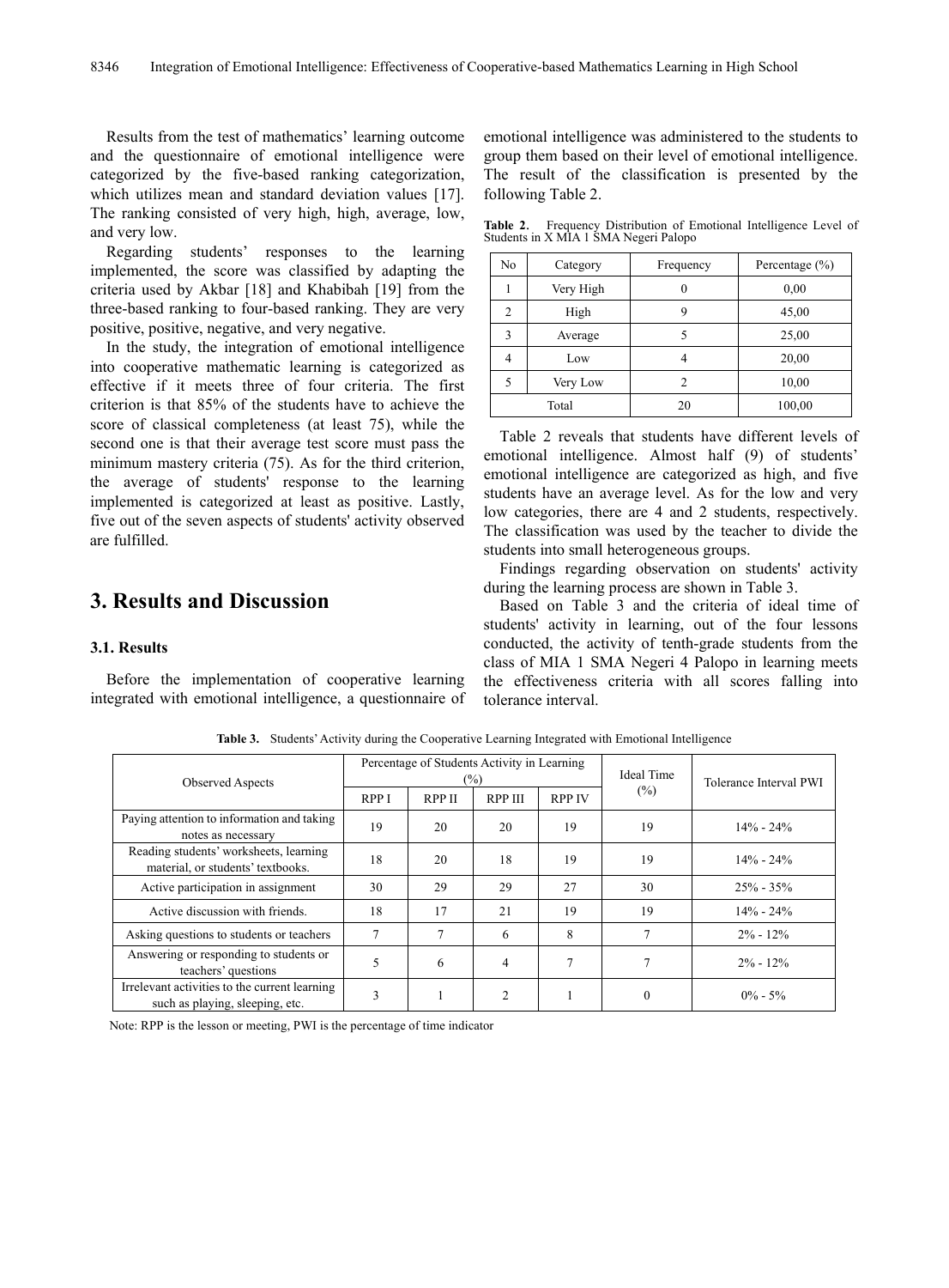Results from the test of mathematics' learning outcome and the questionnaire of emotional intelligence were categorized by the five-based ranking categorization, which utilizes mean and standard deviation values [17]. The ranking consisted of very high, high, average, low, and very low.

Regarding students' responses to the learning implemented, the score was classified by adapting the criteria used by Akbar [18] and Khabibah [19] from the three-based ranking to four-based ranking. They are very positive, positive, negative, and very negative.

In the study, the integration of emotional intelligence into cooperative mathematic learning is categorized as effective if it meets three of four criteria. The first criterion is that 85% of the students have to achieve the score of classical completeness (at least 75), while the second one is that their average test score must pass the minimum mastery criteria (75). As for the third criterion, the average of students' response to the learning implemented is categorized at least as positive. Lastly, five out of the seven aspects of students' activity observed are fulfilled.

## 3. Results and Discussion

### 3.1. Results

Before the implementation of cooperative learning integrated with emotional intelligence, a questionnaire of emotional intelligence was administered to the students to group them based on their level of emotional intelligence. The result of the classification is presented by the following Table 2.

**Table 2.** Frequency Distribution of Emotional Intelligence Level of Students in X MIA 1 SMA Negeri Palopo

| No | Category | Frequency | Percentage (%) |
|---|---|---|---|
| 1 | Very High | 0 | 0,00 |
| 2 | High | 9 | 45,00 |
| 3 | Average | 5 | 25,00 |
| 4 | Low | 4 | 20,00 |
| 5 | Very Low | 2 | 10,00 |
| Total | | 20 | 100,00 |

Table 2 reveals that students have different levels of emotional intelligence. Almost half (9) of students' emotional intelligence are categorized as high, and five students have an average level. As for the low and very low categories, there are 4 and 2 students, respectively. The classification was used by the teacher to divide the students into small heterogeneous groups.

Findings regarding observation on students' activity during the learning process are shown in Table 3.

Based on Table 3 and the criteria of ideal time of students' activity in learning, out of the four lessons conducted, the activity of tenth-grade students from the class of MIA 1 SMA Negeri 4 Palopo in learning meets the effectiveness criteria with all scores falling into tolerance interval.

**Table 3.** Students' Activity during the Cooperative Learning Integrated with Emotional Intelligence

| Observed Aspects | Percentage of Students Activity in Learning (%) | | | | Ideal Time (%) | Tolerance Interval PWI |
|---|---|---|---|---|---|---|
| | RPP I | RPP II | RPP III | RPP IV | | |
| Paying attention to information and taking notes as necessary | 19 | 20 | 20 | 19 | 19 | 14% - 24% |
| Reading students' worksheets, learning material, or students' textbooks. | 18 | 20 | 18 | 19 | 19 | 14% - 24% |
| Active participation in assignment | 30 | 29 | 29 | 27 | 30 | 25% - 35% |
| Active discussion with friends. | 18 | 17 | 21 | 19 | 19 | 14% - 24% |
| Asking questions to students or teachers | 7 | 7 | 6 | 8 | 7 | 2% - 12% |
| Answering or responding to students or teachers' questions | 5 | 6 | 4 | 7 | 7 | 2% - 12% |
| Irrelevant activities to the current learning such as playing, sleeping, etc. | 3 | 1 | 2 | 1 | 0 | 0% - 5% |

Note: RPP is the lesson or meeting, PWI is the percentage of time indicator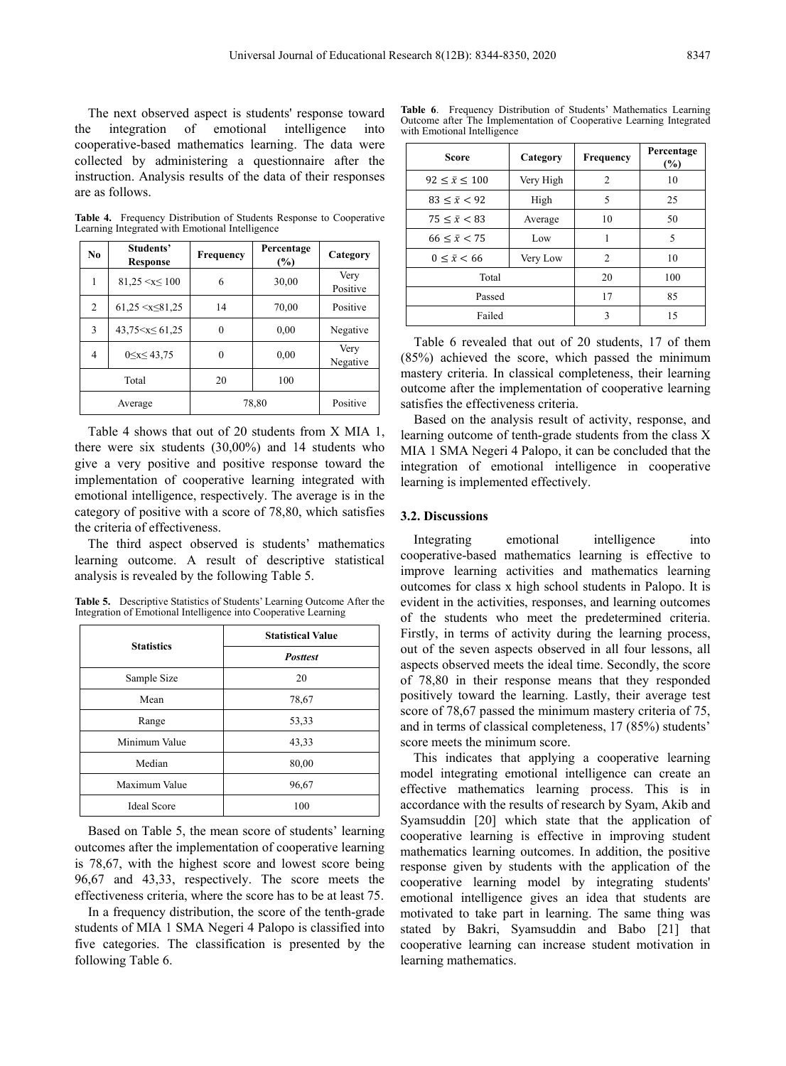The next observed aspect is students' response toward the integration of emotional intelligence into cooperative-based mathematics learning. The data were collected by administering a questionnaire after the instruction. Analysis results of the data of their responses are as follows.

**Table 4.** Frequency Distribution of Students Response to Cooperative Learning Integrated with Emotional Intelligence

| No | Students' Response | Frequency | Percentage (%) | Category |
|---|---|---|---|---|
| 1 | $81,25 < x \leq 100$ | 6 | 30,00 | Very Positive |
| 2 | $61,25 < x \leq 81,25$ | 14 | 70,00 | Positive |
| 3 | $43,75 < x \leq 61,25$ | 0 | 0,00 | Negative |
| 4 | $0 \leq x \leq 43,75$ | 0 | 0,00 | Very Negative |
| Total | | 20 | 100 | |
| Average | | 78,80 | | Positive |

Table 4 shows that out of 20 students from X MIA 1, there were six students (30,00%) and 14 students who give a very positive and positive response toward the implementation of cooperative learning integrated with emotional intelligence, respectively. The average is in the category of positive with a score of 78,80, which satisfies the criteria of effectiveness.

The third aspect observed is students' mathematics learning outcome. A result of descriptive statistical analysis is revealed by the following Table 5.

**Table 5.** Descriptive Statistics of Students' Learning Outcome After the Integration of Emotional Intelligence into Cooperative Learning

| Statistics | Statistical Value |
|---|---|
| | ***Posttest*** |
| Sample Size | 20 |
| Mean | 78,67 |
| Range | 53,33 |
| Minimum Value | 43,33 |
| Median | 80,00 |
| Maximum Value | 96,67 |
| Ideal Score | 100 |

Based on Table 5, the mean score of students' learning outcomes after the implementation of cooperative learning is 78,67, with the highest score and lowest score being 96,67 and 43,33, respectively. The score meets the effectiveness criteria, where the score has to be at least 75.

In a frequency distribution, the score of the tenth-grade students of MIA 1 SMA Negeri 4 Palopo is classified into five categories. The classification is presented by the following Table 6.

**Table 6**. Frequency Distribution of Students' Mathematics Learning Outcome after The Implementation of Cooperative Learning Integrated with Emotional Intelligence

| Score | Category | Frequency | Percentage (%) |
|---|---|---|---|
| $92 \leq \bar{x} \leq 100$ | Very High | 2 | 10 |
| $83 \leq \bar{x} < 92$ | High | 5 | 25 |
| $75 \leq \bar{x} < 83$ | Average | 10 | 50 |
| $66 \leq \bar{x} < 75$ | Low | 1 | 5 |
| $0 \leq \bar{x} < 66$ | Very Low | 2 | 10 |
| Total | | 20 | 100 |
| Passed | | 17 | 85 |
| Failed | | 3 | 15 |

Table 6 revealed that out of 20 students, 17 of them (85%) achieved the score, which passed the minimum mastery criteria. In classical completeness, their learning outcome after the implementation of cooperative learning satisfies the effectiveness criteria.

Based on the analysis result of activity, response, and learning outcome of tenth-grade students from the class X MIA 1 SMA Negeri 4 Palopo, it can be concluded that the integration of emotional intelligence in cooperative learning is implemented effectively.

### 3.2. Discussions

Integrating emotional intelligence into cooperative-based mathematics learning is effective to improve learning activities and mathematics learning outcomes for class x high school students in Palopo. It is evident in the activities, responses, and learning outcomes of the students who meet the predetermined criteria. Firstly, in terms of activity during the learning process, out of the seven aspects observed in all four lessons, all aspects observed meets the ideal time. Secondly, the score of 78,80 in their response means that they responded positively toward the learning. Lastly, their average test score of 78,67 passed the minimum mastery criteria of 75, and in terms of classical completeness, 17 (85%) students' score meets the minimum score.

This indicates that applying a cooperative learning model integrating emotional intelligence can create an effective mathematics learning process. This is in accordance with the results of research by Syam, Akib and Syamsuddin [20] which state that the application of cooperative learning is effective in improving student mathematics learning outcomes. In addition, the positive response given by students with the application of the cooperative learning model by integrating students' emotional intelligence gives an idea that students are motivated to take part in learning. The same thing was stated by Bakri, Syamsuddin and Babo [21] that cooperative learning can increase student motivation in learning mathematics.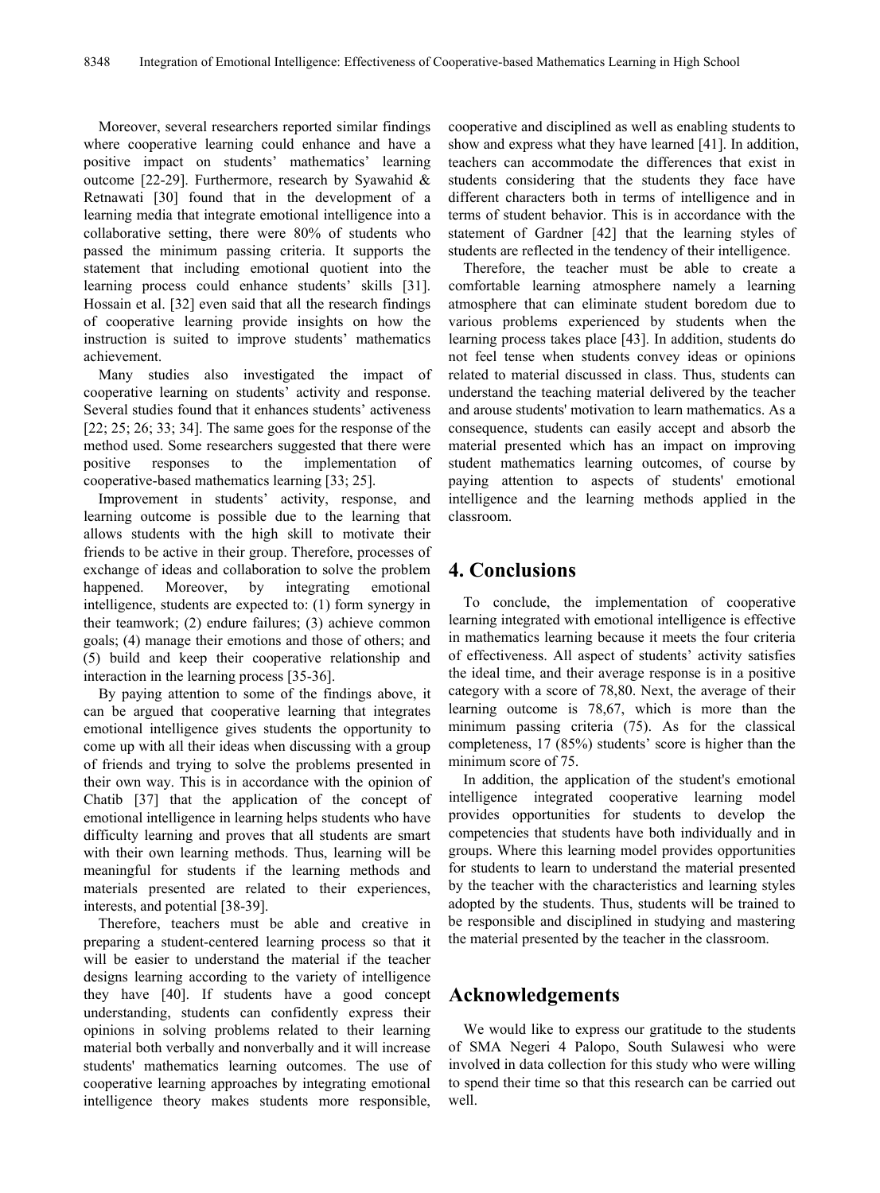Moreover, several researchers reported similar findings where cooperative learning could enhance and have a positive impact on students' mathematics' learning outcome [22-29]. Furthermore, research by Syawahid & Retnawati [30] found that in the development of a learning media that integrate emotional intelligence into a collaborative setting, there were 80% of students who passed the minimum passing criteria. It supports the statement that including emotional quotient into the learning process could enhance students' skills [31]. Hossain et al. [32] even said that all the research findings of cooperative learning provide insights on how the instruction is suited to improve students' mathematics achievement.

Many studies also investigated the impact of cooperative learning on students' activity and response. Several studies found that it enhances students' activeness [22; 25; 26; 33; 34]. The same goes for the response of the method used. Some researchers suggested that there were positive responses to the implementation of cooperative-based mathematics learning [33; 25].

Improvement in students' activity, response, and learning outcome is possible due to the learning that allows students with the high skill to motivate their friends to be active in their group. Therefore, processes of exchange of ideas and collaboration to solve the problem happened. Moreover, by integrating emotional intelligence, students are expected to: (1) form synergy in their teamwork; (2) endure failures; (3) achieve common goals; (4) manage their emotions and those of others; and (5) build and keep their cooperative relationship and interaction in the learning process [35-36].

By paying attention to some of the findings above, it can be argued that cooperative learning that integrates emotional intelligence gives students the opportunity to come up with all their ideas when discussing with a group of friends and trying to solve the problems presented in their own way. This is in accordance with the opinion of Chatib [37] that the application of the concept of emotional intelligence in learning helps students who have difficulty learning and proves that all students are smart with their own learning methods. Thus, learning will be meaningful for students if the learning methods and materials presented are related to their experiences, interests, and potential [38-39].

Therefore, teachers must be able and creative in preparing a student-centered learning process so that it will be easier to understand the material if the teacher designs learning according to the variety of intelligence they have [40]. If students have a good concept understanding, students can confidently express their opinions in solving problems related to their learning material both verbally and nonverbally and it will increase students' mathematics learning outcomes. The use of cooperative learning approaches by integrating emotional intelligence theory makes students more responsible, cooperative and disciplined as well as enabling students to show and express what they have learned [41]. In addition, teachers can accommodate the differences that exist in students considering that the students they face have different characters both in terms of intelligence and in terms of student behavior. This is in accordance with the statement of Gardner [42] that the learning styles of students are reflected in the tendency of their intelligence.

Therefore, the teacher must be able to create a comfortable learning atmosphere namely a learning atmosphere that can eliminate student boredom due to various problems experienced by students when the learning process takes place [43]. In addition, students do not feel tense when students convey ideas or opinions related to material discussed in class. Thus, students can understand the teaching material delivered by the teacher and arouse students' motivation to learn mathematics. As a consequence, students can easily accept and absorb the material presented which has an impact on improving student mathematics learning outcomes, of course by paying attention to aspects of students' emotional intelligence and the learning methods applied in the classroom.

# 4. Conclusions

To conclude, the implementation of cooperative learning integrated with emotional intelligence is effective in mathematics learning because it meets the four criteria of effectiveness. All aspect of students' activity satisfies the ideal time, and their average response is in a positive category with a score of 78,80. Next, the average of their learning outcome is 78,67, which is more than the minimum passing criteria (75). As for the classical completeness, 17 (85%) students' score is higher than the minimum score of 75.

In addition, the application of the student's emotional intelligence integrated cooperative learning model provides opportunities for students to develop the competencies that students have both individually and in groups. Where this learning model provides opportunities for students to learn to understand the material presented by the teacher with the characteristics and learning styles adopted by the students. Thus, students will be trained to be responsible and disciplined in studying and mastering the material presented by the teacher in the classroom.

# Acknowledgements

We would like to express our gratitude to the students of SMA Negeri 4 Palopo, South Sulawesi who were involved in data collection for this study who were willing to spend their time so that this research can be carried out well.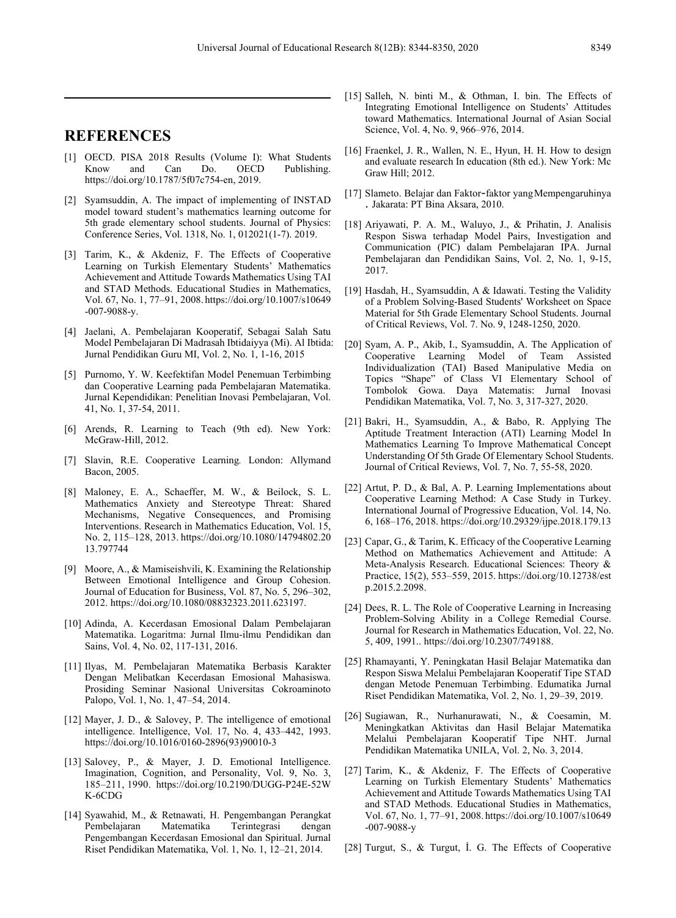## REFERENCES

[1] OECD. PISA 2018 Results (Volume I): What Students Know and Can Do. OECD Publishing. https://doi.org/10.1787/5f07c754-en, 2019.

[2] Syamsuddin, A. The impact of implementing of INSTAD model toward student's mathematics learning outcome for 5th grade elementary school students. Journal of Physics: Conference Series, Vol. 1318, No. 1, 012021(1-7). 2019.

[3] Tarim, K., & Akdeniz, F. The Effects of Cooperative Learning on Turkish Elementary Students' Mathematics Achievement and Attitude Towards Mathematics Using TAI and STAD Methods. Educational Studies in Mathematics, Vol. 67, No. 1, 77–91, 2008. https://doi.org/10.1007/s10649-007-9088-y.

[4] Jaelani, A. Pembelajaran Kooperatif, Sebagai Salah Satu Model Pembelajaran Di Madrasah Ibtidaiyya (Mi). Al Ibtida: Jurnal Pendidikan Guru MI, Vol. 2, No. 1, 1-16, 2015

[5] Purnomo, Y. W. Keefektifan Model Penemuan Terbimbing dan Cooperative Learning pada Pembelajaran Matematika. Jurnal Kependidikan: Penelitian Inovasi Pembelajaran, Vol. 41, No. 1, 37-54, 2011.

[6] Arends, R. Learning to Teach (9th ed). New York: McGraw-Hill, 2012.

[7] Slavin, R.E. Cooperative Learning. London: Allymand Bacon, 2005.

[8] Maloney, E. A., Schaeffer, M. W., & Beilock, S. L. Mathematics Anxiety and Stereotype Threat: Shared Mechanisms, Negative Consequences, and Promising Interventions. Research in Mathematics Education, Vol. 15, No. 2, 115–128, 2013. https://doi.org/10.1080/14794802.2013.797744

[9] Moore, A., & Mamiseishvili, K. Examining the Relationship Between Emotional Intelligence and Group Cohesion. Journal of Education for Business, Vol. 87, No. 5, 296–302, 2012. https://doi.org/10.1080/08832323.2011.623197.

[10] Adinda, A. Kecerdasan Emosional Dalam Pembelajaran Matematika. Logaritma: Jurnal Ilmu-ilmu Pendidikan dan Sains, Vol. 4, No. 02, 117-131, 2016.

[11] Ilyas, M. Pembelajaran Matematika Berbasis Karakter Dengan Melibatkan Kecerdasan Emosional Mahasiswa. Prosiding Seminar Nasional Universitas Cokroaminoto Palopo, Vol. 1, No. 1, 47–54, 2014.

[12] Mayer, J. D., & Salovey, P. The intelligence of emotional intelligence. Intelligence, Vol. 17, No. 4, 433–442, 1993. https://doi.org/10.1016/0160-2896(93)90010-3

[13] Salovey, P., & Mayer, J. D. Emotional Intelligence. Imagination, Cognition, and Personality, Vol. 9, No. 3, 185–211, 1990. https://doi.org/10.2190/DUGG-P24E-52WK-6CDG

[14] Syawahid, M., & Retnawati, H. Pengembangan Perangkat Pembelajaran Matematika Terintegrasi dengan Pengembangan Kecerdasan Emosional dan Spiritual. Jurnal Riset Pendidikan Matematika, Vol. 1, No. 1, 12–21, 2014.

[15] Salleh, N. binti M., & Othman, I. bin. The Effects of Integrating Emotional Intelligence on Students' Attitudes toward Mathematics. International Journal of Asian Social Science, Vol. 4, No. 9, 966–976, 2014.

[16] Fraenkel, J. R., Wallen, N. E., Hyun, H. H. How to design and evaluate research In education (8th ed.). New York: Mc Graw Hill; 2012.

[17] Slameto. Belajar dan Faktor-faktor yang Mempengaruhinya. Jakarata: PT Bina Aksara, 2010.

[18] Ariyawati, P. A. M., Waluyo, J., & Prihatin, J. Analisis Respon Siswa terhadap Model Pairs, Investigation and Communication (PIC) dalam Pembelajaran IPA. Jurnal Pembelajaran dan Pendidikan Sains, Vol. 2, No. 1, 9-15, 2017.

[19] Hasdah, H., Syamsuddin, A & Idawati. Testing the Validity of a Problem Solving-Based Students' Worksheet on Space Material for 5th Grade Elementary School Students. Journal of Critical Reviews, Vol. 7. No. 9, 1248-1250, 2020.

[20] Syam, A. P., Akib, I., Syamsuddin, A. The Application of Cooperative Learning Model of Team Assisted Individualization (TAI) Based Manipulative Media on Topics "Shape" of Class VI Elementary School of Tombolok Gowa. Daya Matematis: Jurnal Inovasi Pendidikan Matematika, Vol. 7, No. 3, 317-327, 2020.

[21] Bakri, H., Syamsuddin, A., & Babo, R. Applying The Aptitude Treatment Interaction (ATI) Learning Model In Mathematics Learning To Improve Mathematical Concept Understanding Of 5th Grade Of Elementary School Students. Journal of Critical Reviews, Vol. 7, No. 7, 55-58, 2020.

[22] Artut, P. D., & Bal, A. P. Learning Implementations about Cooperative Learning Method: A Case Study in Turkey. International Journal of Progressive Education, Vol. 14, No. 6, 168–176, 2018. https://doi.org/10.29329/ijpe.2018.179.13

[23] Capar, G., & Tarim, K. Efficacy of the Cooperative Learning Method on Mathematics Achievement and Attitude: A Meta-Analysis Research. Educational Sciences: Theory & Practice, 15(2), 553–559, 2015. https://doi.org/10.12738/estp.2015.2.2098.

[24] Dees, R. L. The Role of Cooperative Learning in Increasing Problem-Solving Ability in a College Remedial Course. Journal for Research in Mathematics Education, Vol. 22, No. 5, 409, 1991.. https://doi.org/10.2307/749188.

[25] Rhamayanti, Y. Peningkatan Hasil Belajar Matematika dan Respon Siswa Melalui Pembelajaran Kooperatif Tipe STAD dengan Metode Penemuan Terbimbing. Edumatika Jurnal Riset Pendidikan Matematika, Vol. 2, No. 1, 29–39, 2019.

[26] Sugiawan, R., Nurhanurawati, N., & Coesamin, M. Meningkatkan Aktivitas dan Hasil Belajar Matematika Melalui Pembelajaran Kooperatif Tipe NHT. Jurnal Pendidikan Matematika UNILA, Vol. 2, No. 3, 2014.

[27] Tarim, K., & Akdeniz, F. The Effects of Cooperative Learning on Turkish Elementary Students' Mathematics Achievement and Attitude Towards Mathematics Using TAI and STAD Methods. Educational Studies in Mathematics, Vol. 67, No. 1, 77–91, 2008. https://doi.org/10.1007/s10649-007-9088-y

[28] Turgut, S., & Turgut, İ. G. The Effects of Cooperative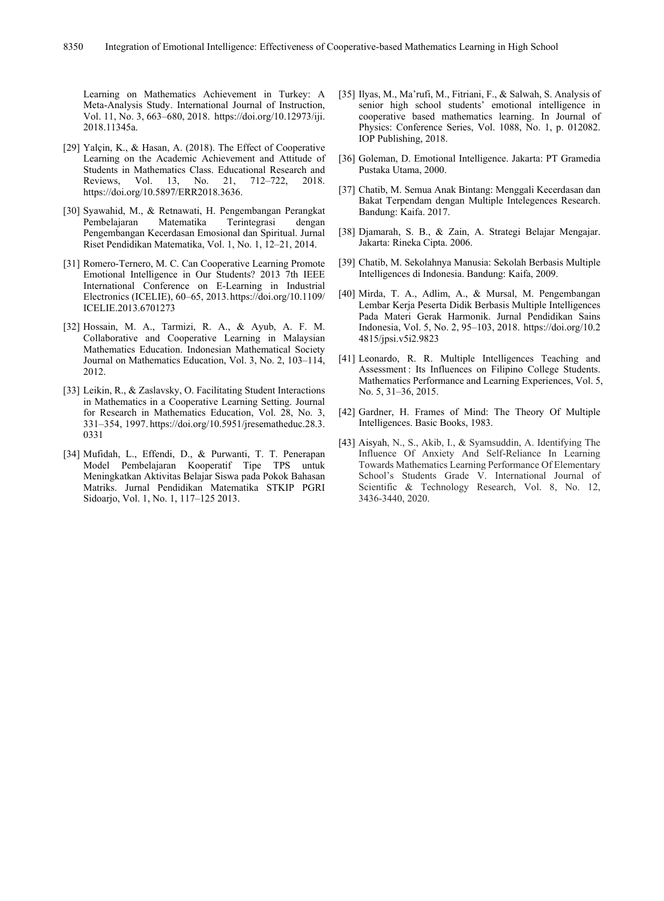Learning on Mathematics Achievement in Turkey: A Meta-Analysis Study. International Journal of Instruction, Vol. 11, No. 3, 663–680, 2018. https://doi.org/10.12973/iji.2018.11345a.

[29] Yalçin, K., & Hasan, A. (2018). The Effect of Cooperative Learning on the Academic Achievement and Attitude of Students in Mathematics Class. Educational Research and Reviews, Vol. 13, No. 21, 712–722, 2018. https://doi.org/10.5897/ERR2018.3636.

[30] Syawahid, M., & Retnawati, H. Pengembangan Perangkat Pembelajaran Matematika Terintegrasi dengan Pengembangan Kecerdasan Emosional dan Spiritual. Jurnal Riset Pendidikan Matematika, Vol. 1, No. 1, 12–21, 2014.

[31] Romero-Ternero, M. C. Can Cooperative Learning Promote Emotional Intelligence in Our Students? 2013 7th IEEE International Conference on E-Learning in Industrial Electronics (ICELIE), 60–65, 2013. https://doi.org/10.1109/ICELIE.2013.6701273

[32] Hossain, M. A., Tarmizi, R. A., & Ayub, A. F. M. Collaborative and Cooperative Learning in Malaysian Mathematics Education. Indonesian Mathematical Society Journal on Mathematics Education, Vol. 3, No. 2, 103–114, 2012.

[33] Leikin, R., & Zaslavsky, O. Facilitating Student Interactions in Mathematics in a Cooperative Learning Setting. Journal for Research in Mathematics Education, Vol. 28, No. 3, 331–354, 1997. https://doi.org/10.5951/jresematheduc.28.3.0331

[34] Mufidah, L., Effendi, D., & Purwanti, T. T. Penerapan Model Pembelajaran Kooperatif Tipe TPS untuk Meningkatkan Aktivitas Belajar Siswa pada Pokok Bahasan Matriks. Jurnal Pendidikan Matematika STKIP PGRI Sidoarjo, Vol. 1, No. 1, 117–125 2013.

[35] Ilyas, M., Ma'rufi, M., Fitriani, F., & Salwah, S. Analysis of senior high school students' emotional intelligence in cooperative based mathematics learning. In Journal of Physics: Conference Series, Vol. 1088, No. 1, p. 012082. IOP Publishing, 2018.

[36] Goleman, D. Emotional Intelligence. Jakarta: PT Gramedia Pustaka Utama, 2000.

[37] Chatib, M. Semua Anak Bintang: Menggali Kecerdasan dan Bakat Terpendam dengan Multiple Intelegences Research. Bandung: Kaifa. 2017.

[38] Djamarah, S. B., & Zain, A. Strategi Belajar Mengajar. Jakarta: Rineka Cipta. 2006.

[39] Chatib, M. Sekolahnya Manusia: Sekolah Berbasis Multiple Intelligences di Indonesia. Bandung: Kaifa, 2009.

[40] Mirda, T. A., Adlim, A., & Mursal, M. Pengembangan Lembar Kerja Peserta Didik Berbasis Multiple Intelligences Pada Materi Gerak Harmonik. Jurnal Pendidikan Sains Indonesia, Vol. 5, No. 2, 95–103, 2018. https://doi.org/10.24815/jpsi.v5i2.9823

[41] Leonardo, R. R. Multiple Intelligences Teaching and Assessment : Its Influences on Filipino College Students. Mathematics Performance and Learning Experiences, Vol. 5, No. 5, 31–36, 2015.

[42] Gardner, H. Frames of Mind: The Theory Of Multiple Intelligences. Basic Books, 1983.

[43] Aisyah, N., S., Akib, I., & Syamsuddin, A. Identifying The Influence Of Anxiety And Self-Reliance In Learning Towards Mathematics Learning Performance Of Elementary School's Students Grade V. International Journal of Scientific & Technology Research, Vol. 8, No. 12, 3436-3440, 2020.